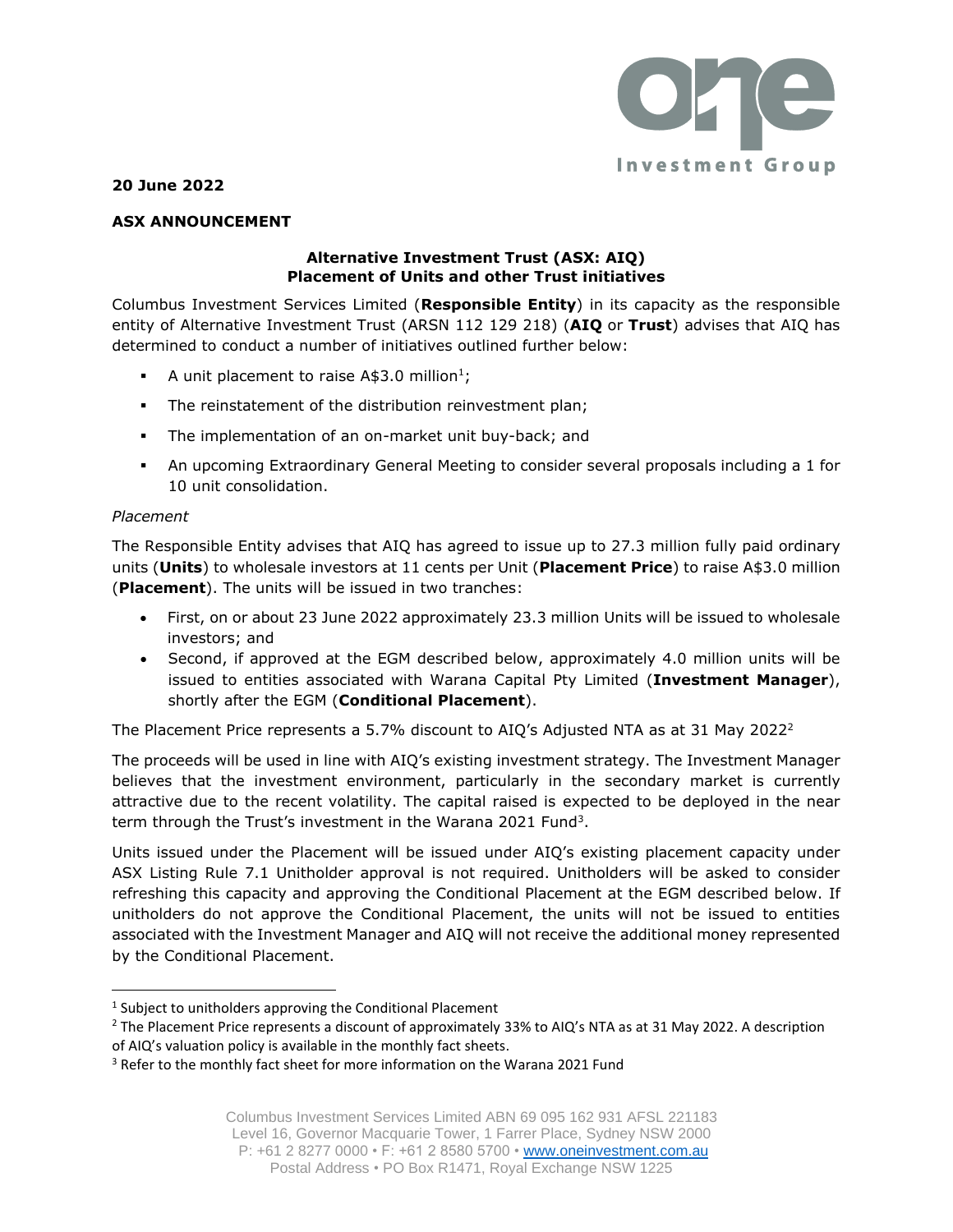**20 June 2022**

**ASX ANNOUNCEMENT**

**Alternative Investment Trust (ASX: AIQ)**
**Placement of Units and other Trust initiatives**

Columbus Investment Services Limited (**Responsible Entity**) in its capacity as the responsible entity of Alternative Investment Trust (ARSN 112 129 218) (**AIQ** or **Trust**) advises that AIQ has determined to conduct a number of initiatives outlined further below:

- A unit placement to raise A$3.0 million[1];
- The reinstatement of the distribution reinvestment plan;
- The implementation of an on-market unit buy-back; and
- An upcoming Extraordinary General Meeting to consider several proposals including a 1 for 10 unit consolidation.

*Placement*

The Responsible Entity advises that AIQ has agreed to issue up to 27.3 million fully paid ordinary units (**Units**) to wholesale investors at 11 cents per Unit (**Placement Price**) to raise A$3.0 million (**Placement**). The units will be issued in two tranches:

- First, on or about 23 June 2022 approximately 23.3 million Units will be issued to wholesale investors; and
- Second, if approved at the EGM described below, approximately 4.0 million units will be issued to entities associated with Warana Capital Pty Limited (**Investment Manager**), shortly after the EGM (**Conditional Placement**).

The Placement Price represents a 5.7% discount to AIQ's Adjusted NTA as at 31 May 2022[2]

The proceeds will be used in line with AIQ's existing investment strategy. The Investment Manager believes that the investment environment, particularly in the secondary market is currently attractive due to the recent volatility. The capital raised is expected to be deployed in the near term through the Trust's investment in the Warana 2021 Fund[3].

Units issued under the Placement will be issued under AIQ's existing placement capacity under ASX Listing Rule 7.1 Unitholder approval is not required. Unitholders will be asked to consider refreshing this capacity and approving the Conditional Placement at the EGM described below. If unitholders do not approve the Conditional Placement, the units will not be issued to entities associated with the Investment Manager and AIQ will not receive the additional money represented by the Conditional Placement.

[1] Subject to unitholders approving the Conditional Placement

[2] The Placement Price represents a discount of approximately 33% to AIQ's NTA as at 31 May 2022. A description of AIQ's valuation policy is available in the monthly fact sheets.

[3] Refer to the monthly fact sheet for more information on the Warana 2021 Fund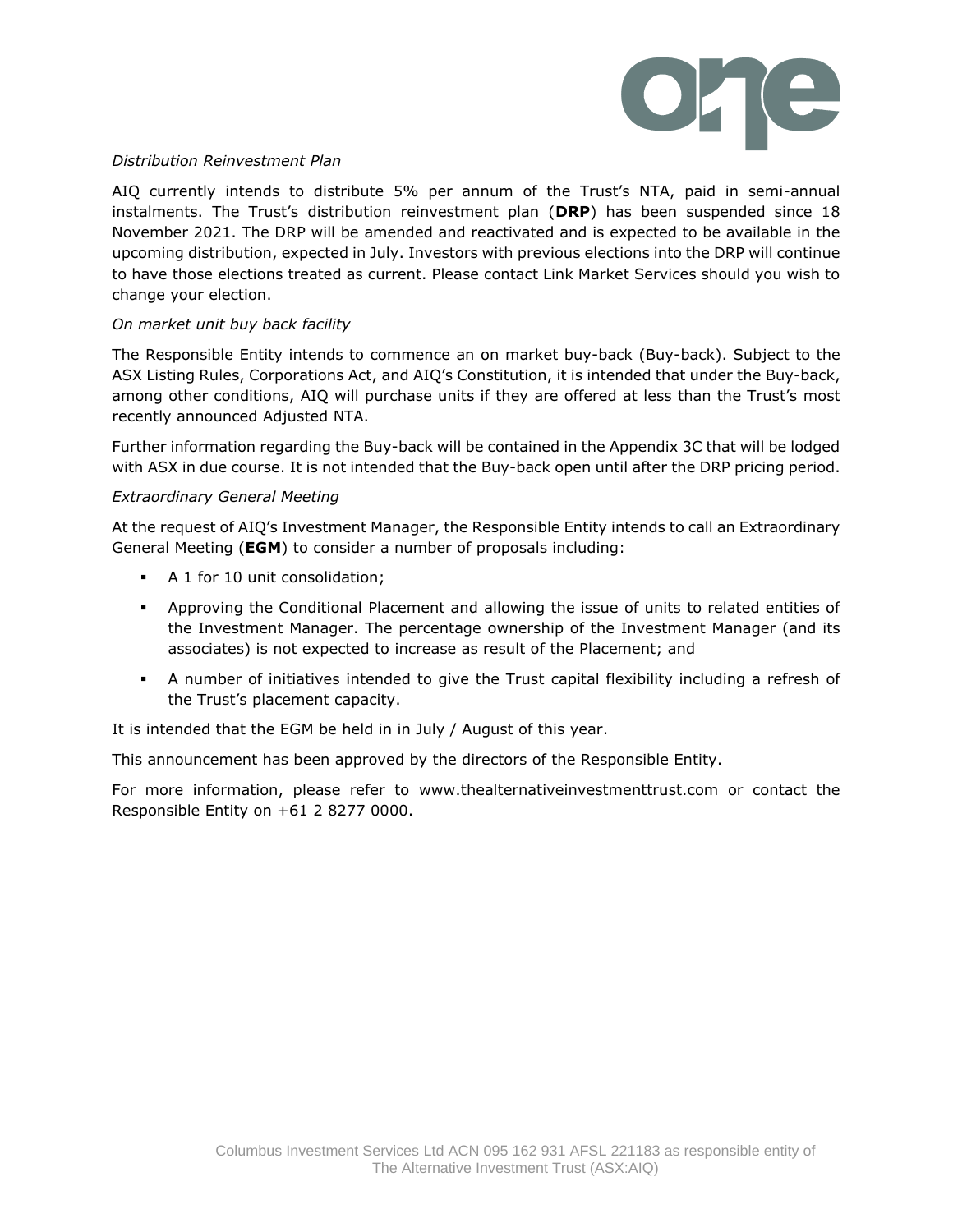*Distribution Reinvestment Plan*

AIQ currently intends to distribute 5% per annum of the Trust's NTA, paid in semi-annual instalments. The Trust's distribution reinvestment plan (**DRP**) has been suspended since 18 November 2021. The DRP will be amended and reactivated and is expected to be available in the upcoming distribution, expected in July. Investors with previous elections into the DRP will continue to have those elections treated as current. Please contact Link Market Services should you wish to change your election.

*On market unit buy back facility*

The Responsible Entity intends to commence an on market buy-back (Buy-back). Subject to the ASX Listing Rules, Corporations Act, and AIQ's Constitution, it is intended that under the Buy-back, among other conditions, AIQ will purchase units if they are offered at less than the Trust's most recently announced Adjusted NTA.

Further information regarding the Buy-back will be contained in the Appendix 3C that will be lodged with ASX in due course. It is not intended that the Buy-back open until after the DRP pricing period.

*Extraordinary General Meeting*

At the request of AIQ's Investment Manager, the Responsible Entity intends to call an Extraordinary General Meeting (**EGM**) to consider a number of proposals including:

- A 1 for 10 unit consolidation;
- Approving the Conditional Placement and allowing the issue of units to related entities of the Investment Manager. The percentage ownership of the Investment Manager (and its associates) is not expected to increase as result of the Placement; and
- A number of initiatives intended to give the Trust capital flexibility including a refresh of the Trust's placement capacity.

It is intended that the EGM be held in in July / August of this year.

This announcement has been approved by the directors of the Responsible Entity.

For more information, please refer to www.thealternativeinvestmenttrust.com or contact the Responsible Entity on +61 2 8277 0000.